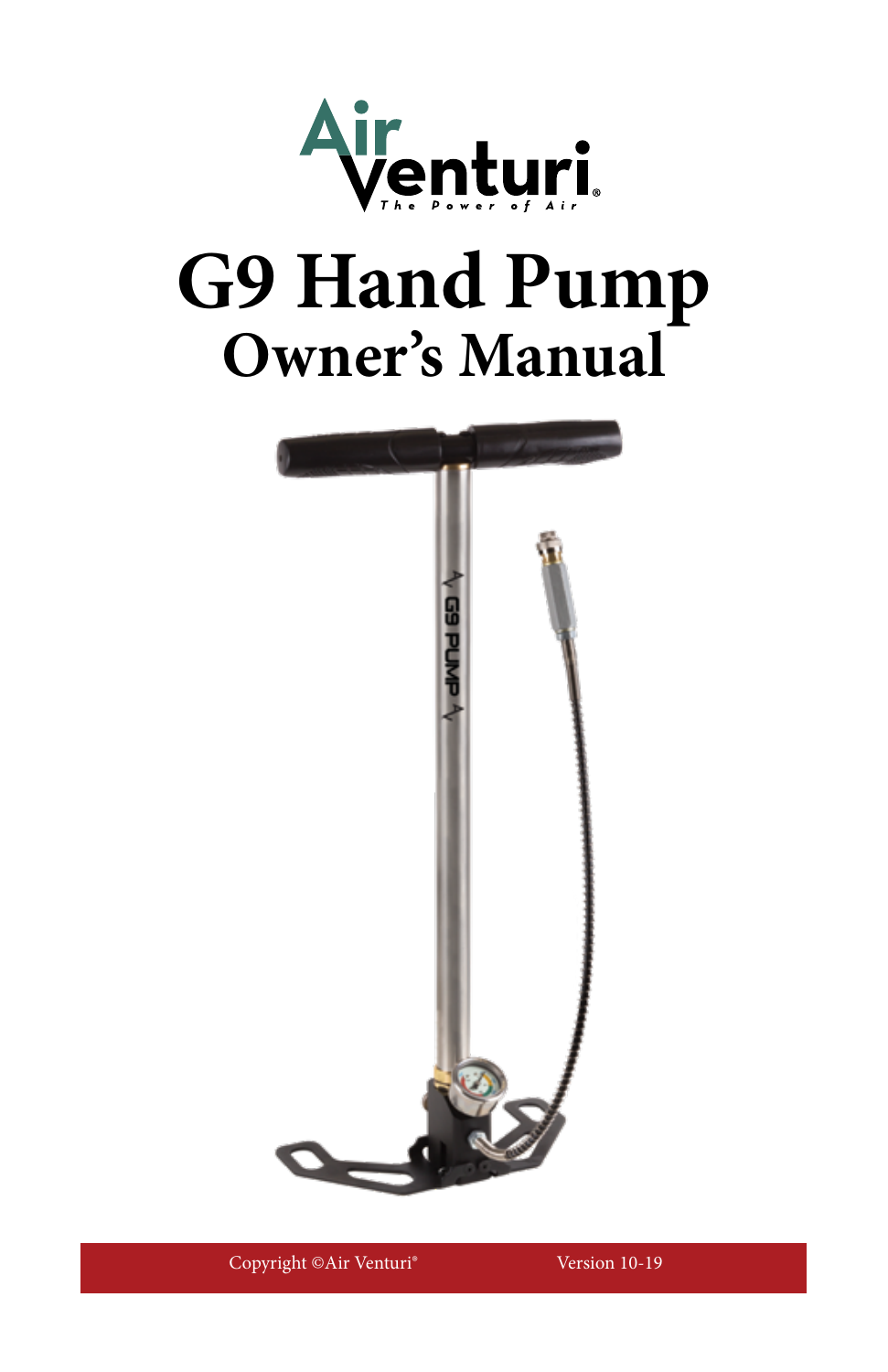Air Venturi®

The Power of Air

# G9 Hand Pump

## Owner's Manual

Copyright ©Air Venturi®

Version 10-19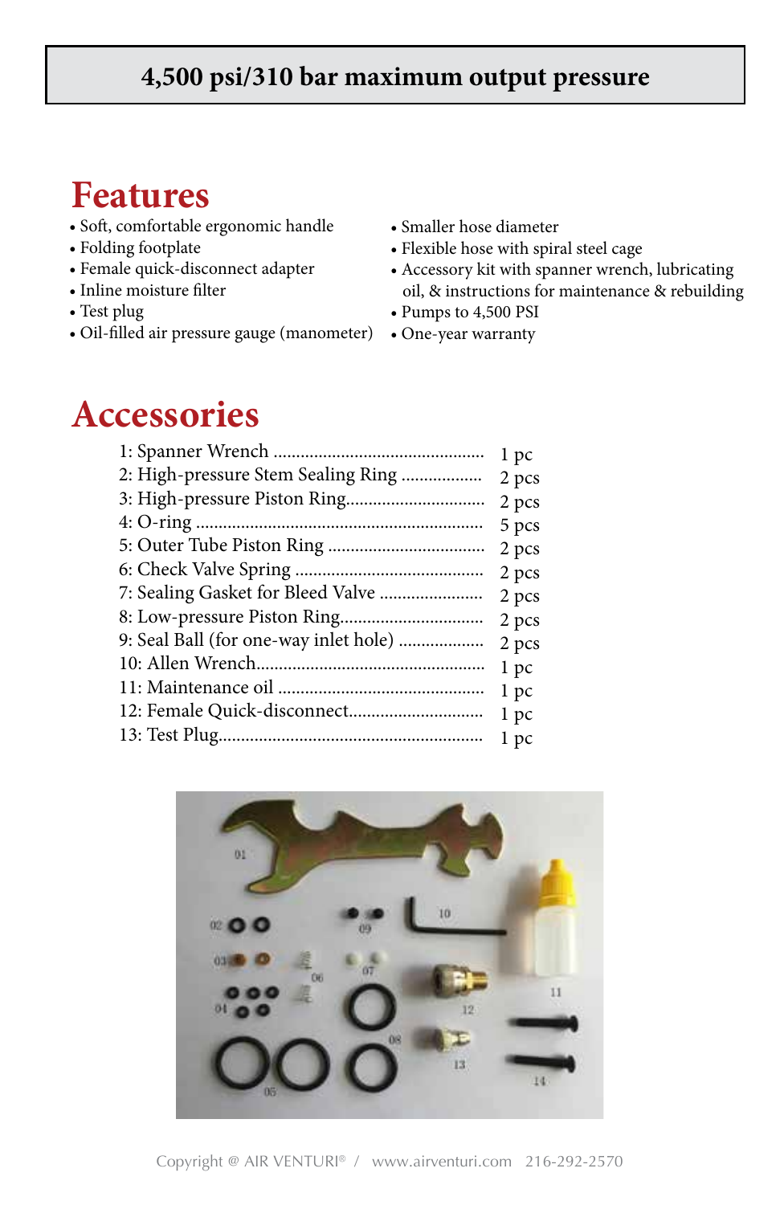**4,500 psi/310 bar maximum output pressure**

# Features

- Soft, comfortable ergonomic handle
- Folding footplate
- Female quick-disconnect adapter
- Inline moisture filter
- Test plug
- Oil-filled air pressure gauge (manometer)
- Smaller hose diameter
- Flexible hose with spiral steel cage
- Accessory kit with spanner wrench, lubricating oil, & instructions for maintenance & rebuilding
- Pumps to 4,500 PSI
- One-year warranty

# Accessories

| Item | Qty |
|---|---|
| 1: Spanner Wrench | 1 pc |
| 2: High-pressure Stem Sealing Ring | 2 pcs |
| 3: High-pressure Piston Ring | 2 pcs |
| 4: O-ring | 5 pcs |
| 5: Outer Tube Piston Ring | 2 pcs |
| 6: Check Valve Spring | 2 pcs |
| 7: Sealing Gasket for Bleed Valve | 2 pcs |
| 8: Low-pressure Piston Ring | 2 pcs |
| 9: Seal Ball (for one-way inlet hole) | 2 pcs |
| 10: Allen Wrench | 1 pc |
| 11: Maintenance oil | 1 pc |
| 12: Female Quick-disconnect | 1 pc |
| 13: Test Plug | 1 pc |

Copyright @ AIR VENTURI® / www.airventuri.com 216-292-2570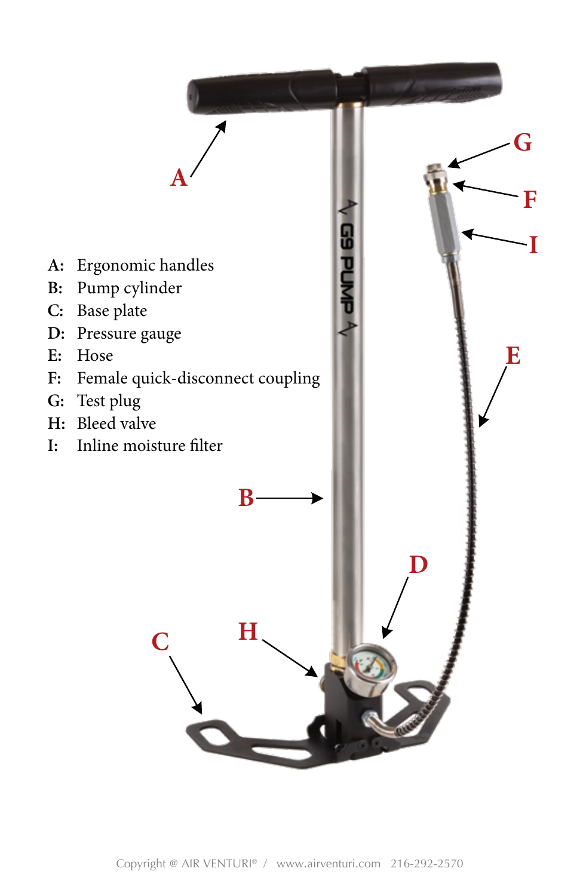A: Ergonomic handles
B: Pump cylinder
C: Base plate
D: Pressure gauge
E: Hose
F: Female quick-disconnect coupling
G: Test plug
H: Bleed valve
I: Inline moisture filter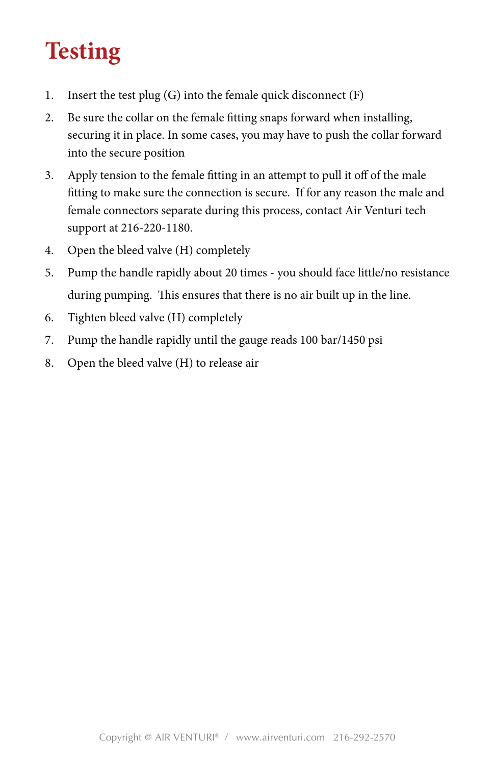# Testing

1. Insert the test plug (G) into the female quick disconnect (F)
2. Be sure the collar on the female fitting snaps forward when installing, securing it in place. In some cases, you may have to push the collar forward into the secure position
3. Apply tension to the female fitting in an attempt to pull it off of the male fitting to make sure the connection is secure. If for any reason the male and female connectors separate during this process, contact Air Venturi tech support at 216-220-1180.
4. Open the bleed valve (H) completely
5. Pump the handle rapidly about 20 times - you should face little/no resistance during pumping. This ensures that there is no air built up in the line.
6. Tighten bleed valve (H) completely
7. Pump the handle rapidly until the gauge reads 100 bar/1450 psi
8. Open the bleed valve (H) to release air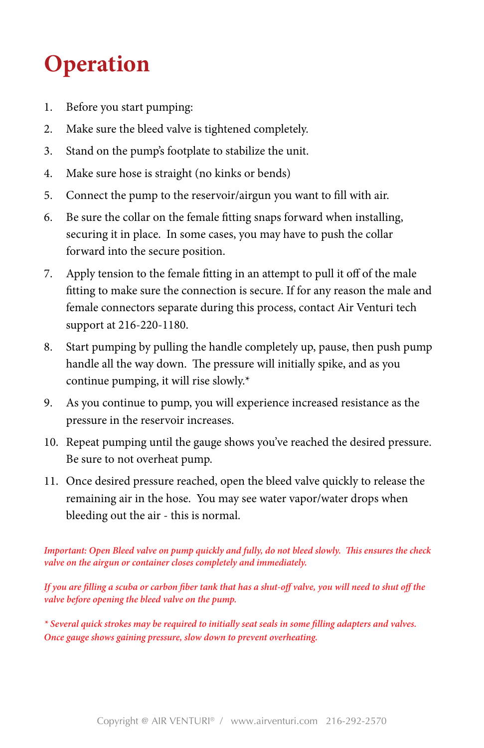# Operation

1. Before you start pumping:
2. Make sure the bleed valve is tightened completely.
3. Stand on the pump's footplate to stabilize the unit.
4. Make sure hose is straight (no kinks or bends)
5. Connect the pump to the reservoir/airgun you want to fill with air.
6. Be sure the collar on the female fitting snaps forward when installing, securing it in place. In some cases, you may have to push the collar forward into the secure position.
7. Apply tension to the female fitting in an attempt to pull it off of the male fitting to make sure the connection is secure. If for any reason the male and female connectors separate during this process, contact Air Venturi tech support at 216-220-1180.
8. Start pumping by pulling the handle completely up, pause, then push pump handle all the way down. The pressure will initially spike, and as you continue pumping, it will rise slowly.*
9. As you continue to pump, you will experience increased resistance as the pressure in the reservoir increases.
10. Repeat pumping until the gauge shows you've reached the desired pressure. Be sure to not overheat pump.
11. Once desired pressure reached, open the bleed valve quickly to release the remaining air in the hose. You may see water vapor/water drops when bleeding out the air - this is normal.

*Important: Open Bleed valve on pump quickly and fully, do not bleed slowly. This ensures the check valve on the airgun or container closes completely and immediately.*

*If you are filling a scuba or carbon fiber tank that has a shut-off valve, you will need to shut off the valve before opening the bleed valve on the pump.*

*\* Several quick strokes may be required to initially seat seals in some filling adapters and valves. Once gauge shows gaining pressure, slow down to prevent overheating.*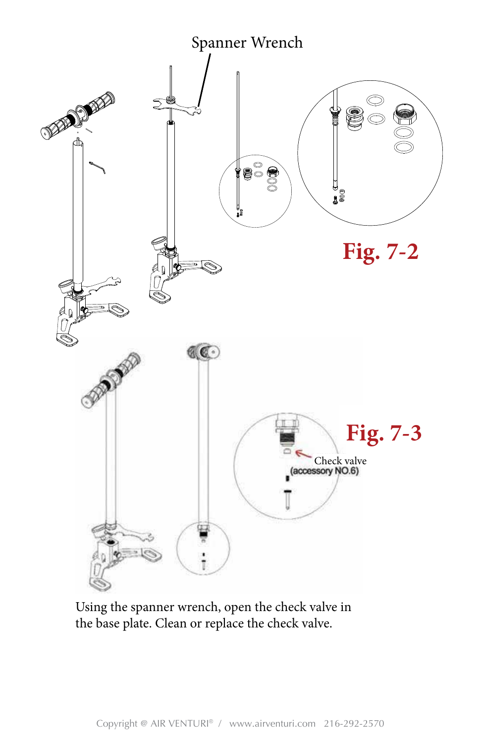Spanner Wrench

**Fig. 7-2**

**Fig. 7-3**

Check valve
(accessory NO.6)

Using the spanner wrench, open the check valve in the base plate. Clean or replace the check valve.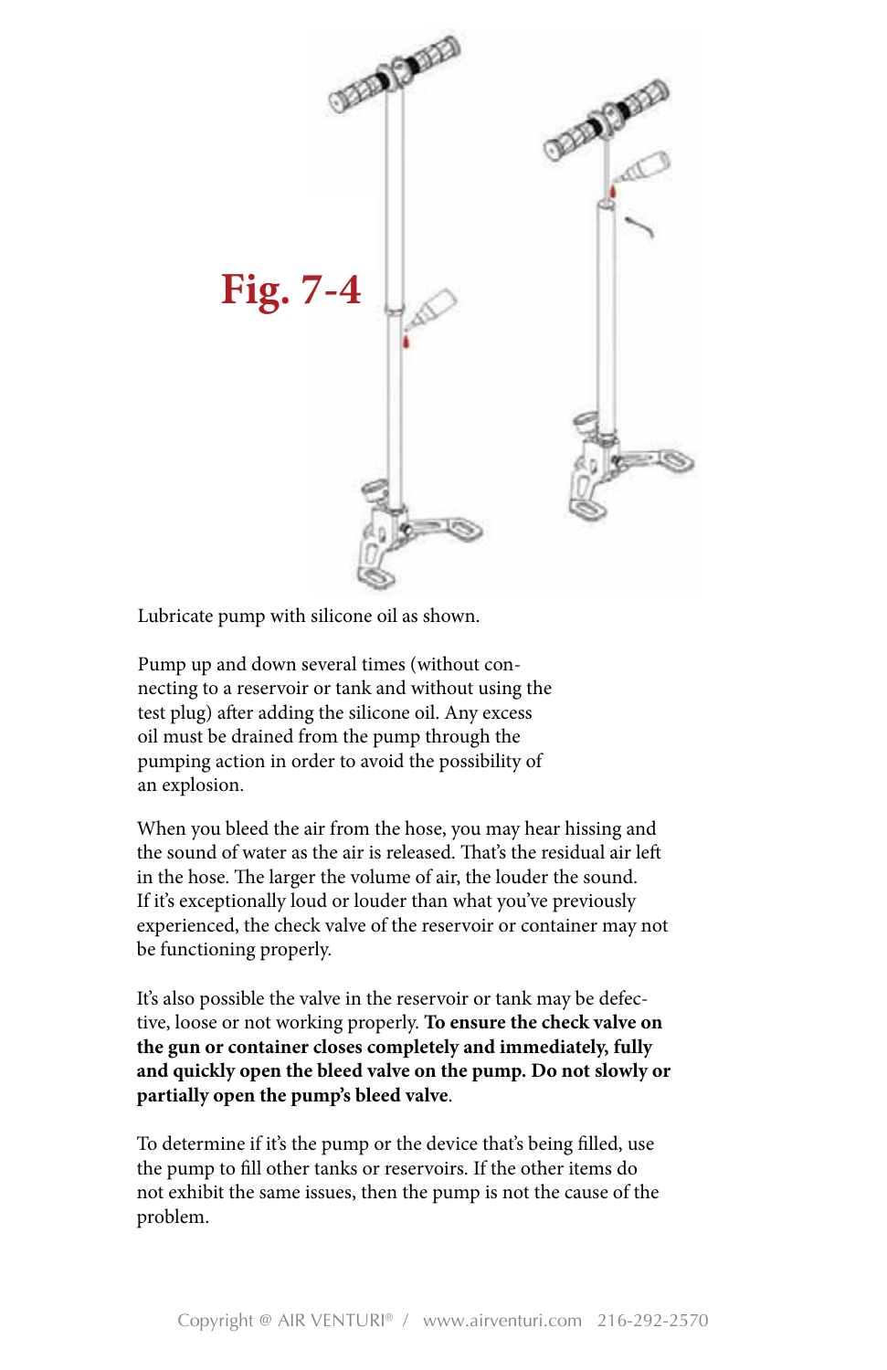**Fig. 7-4**

Lubricate pump with silicone oil as shown.

Pump up and down several times (without connecting to a reservoir or tank and without using the test plug) after adding the silicone oil. Any excess oil must be drained from the pump through the pumping action in order to avoid the possibility of an explosion.

When you bleed the air from the hose, you may hear hissing and the sound of water as the air is released. That's the residual air left in the hose. The larger the volume of air, the louder the sound. If it's exceptionally loud or louder than what you've previously experienced, the check valve of the reservoir or container may not be functioning properly.

It's also possible the valve in the reservoir or tank may be defective, loose or not working properly. **To ensure the check valve on the gun or container closes completely and immediately, fully and quickly open the bleed valve on the pump. Do not slowly or partially open the pump's bleed valve**.

To determine if it's the pump or the device that's being filled, use the pump to fill other tanks or reservoirs. If the other items do not exhibit the same issues, then the pump is not the cause of the problem.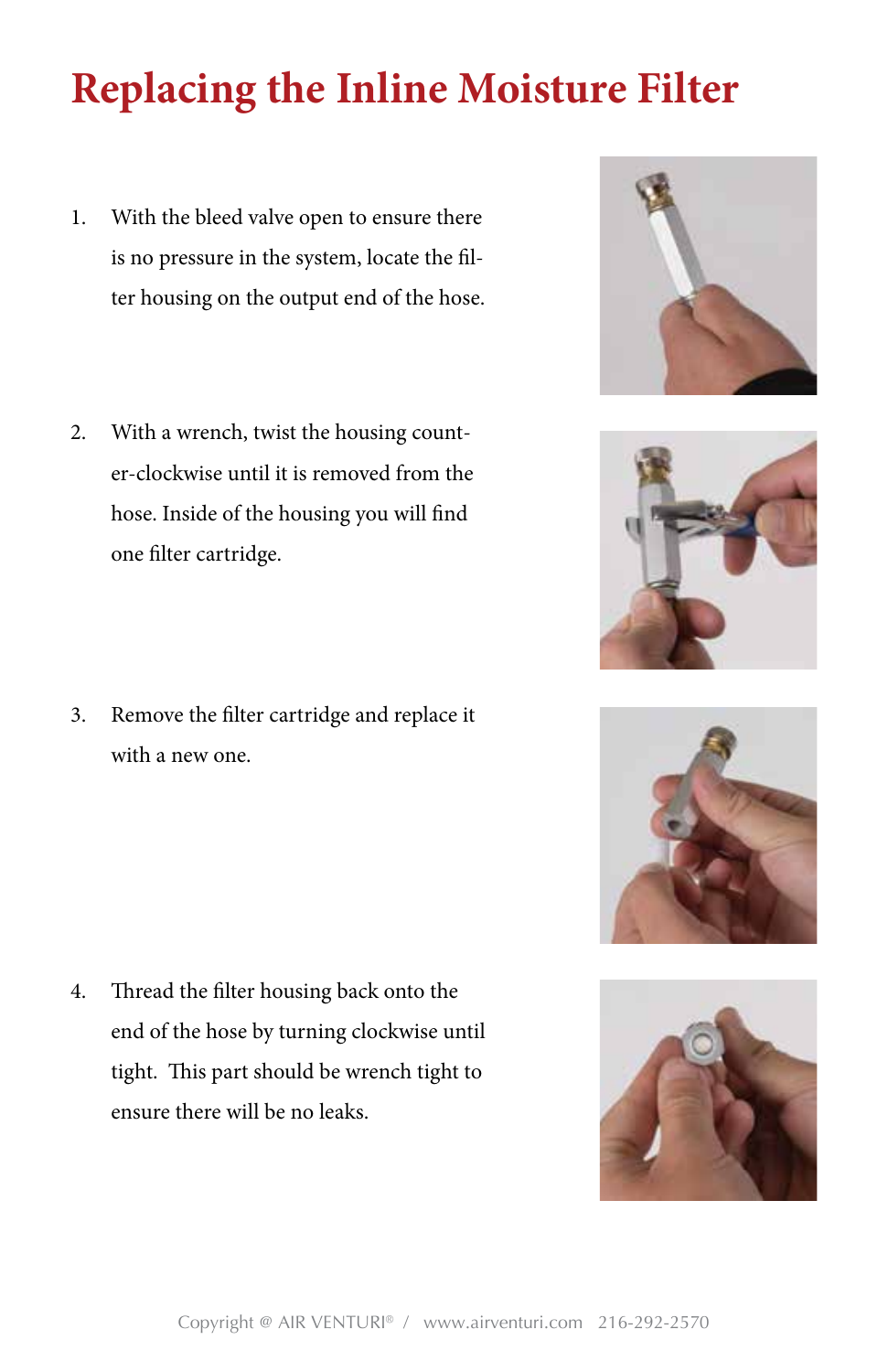# Replacing the Inline Moisture Filter

1. With the bleed valve open to ensure there is no pressure in the system, locate the filter housing on the output end of the hose.

2. With a wrench, twist the housing counter-clockwise until it is removed from the hose. Inside of the housing you will find one filter cartridge.

3. Remove the filter cartridge and replace it with a new one.

4. Thread the filter housing back onto the end of the hose by turning clockwise until tight. This part should be wrench tight to ensure there will be no leaks.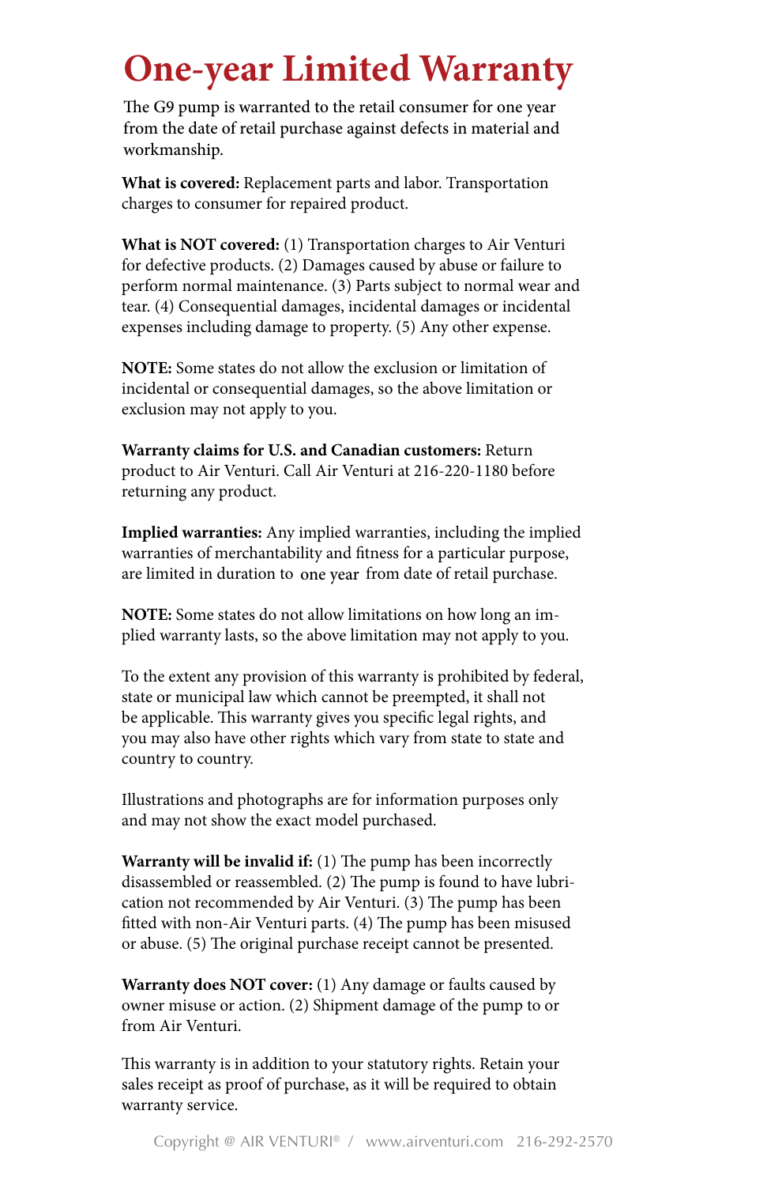# One-year Limited Warranty

The G9 pump is warranted to the retail consumer for one year from the date of retail purchase against defects in material and workmanship.

**What is covered:** Replacement parts and labor. Transportation charges to consumer for repaired product.

**What is NOT covered:** (1) Transportation charges to Air Venturi for defective products. (2) Damages caused by abuse or failure to perform normal maintenance. (3) Parts subject to normal wear and tear. (4) Consequential damages, incidental damages or incidental expenses including damage to property. (5) Any other expense.

**NOTE:** Some states do not allow the exclusion or limitation of incidental or consequential damages, so the above limitation or exclusion may not apply to you.

**Warranty claims for U.S. and Canadian customers:** Return product to Air Venturi. Call Air Venturi at 216-220-1180 before returning any product.

**Implied warranties:** Any implied warranties, including the implied warranties of merchantability and fitness for a particular purpose, are limited in duration to one year from date of retail purchase.

**NOTE:** Some states do not allow limitations on how long an implied warranty lasts, so the above limitation may not apply to you.

To the extent any provision of this warranty is prohibited by federal, state or municipal law which cannot be preempted, it shall not be applicable. This warranty gives you specific legal rights, and you may also have other rights which vary from state to state and country to country.

Illustrations and photographs are for information purposes only and may not show the exact model purchased.

**Warranty will be invalid if:** (1) The pump has been incorrectly disassembled or reassembled. (2) The pump is found to have lubrication not recommended by Air Venturi. (3) The pump has been fitted with non-Air Venturi parts. (4) The pump has been misused or abuse. (5) The original purchase receipt cannot be presented.

**Warranty does NOT cover:** (1) Any damage or faults caused by owner misuse or action. (2) Shipment damage of the pump to or from Air Venturi.

This warranty is in addition to your statutory rights. Retain your sales receipt as proof of purchase, as it will be required to obtain warranty service.

Copyright @ AIR VENTURI® / www.airventuri.com 216-292-2570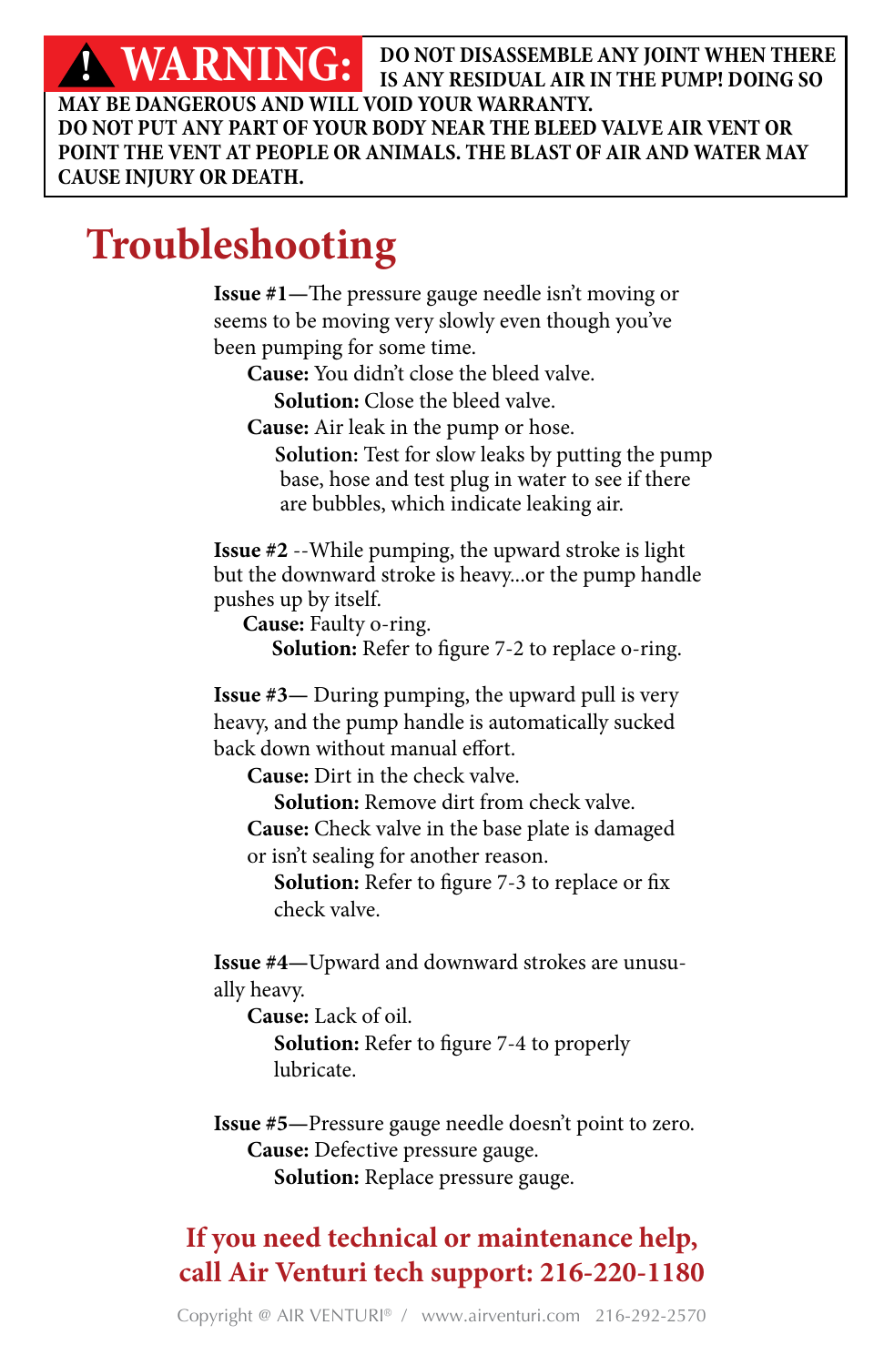**WARNING: DO NOT DISASSEMBLE ANY JOINT WHEN THERE IS ANY RESIDUAL AIR IN THE PUMP! DOING SO MAY BE DANGEROUS AND WILL VOID YOUR WARRANTY. DO NOT PUT ANY PART OF YOUR BODY NEAR THE BLEED VALVE AIR VENT OR POINT THE VENT AT PEOPLE OR ANIMALS. THE BLAST OF AIR AND WATER MAY CAUSE INJURY OR DEATH.**

# Troubleshooting

**Issue #1—**The pressure gauge needle isn't moving or seems to be moving very slowly even though you've been pumping for some time.

- **Cause:** You didn't close the bleed valve.
  - **Solution:** Close the bleed valve.
- **Cause:** Air leak in the pump or hose.
  - **Solution:** Test for slow leaks by putting the pump base, hose and test plug in water to see if there are bubbles, which indicate leaking air.

**Issue #2** --While pumping, the upward stroke is light but the downward stroke is heavy...or the pump handle pushes up by itself.

- **Cause:** Faulty o-ring.
  - **Solution:** Refer to figure 7-2 to replace o-ring.

**Issue #3—** During pumping, the upward pull is very heavy, and the pump handle is automatically sucked back down without manual effort.

- **Cause:** Dirt in the check valve.
  - **Solution:** Remove dirt from check valve.
- **Cause:** Check valve in the base plate is damaged or isn't sealing for another reason.
  - **Solution:** Refer to figure 7-3 to replace or fix check valve.

**Issue #4—**Upward and downward strokes are unusually heavy.

- **Cause:** Lack of oil.
  - **Solution:** Refer to figure 7-4 to properly lubricate.

**Issue #5—**Pressure gauge needle doesn't point to zero.

- **Cause:** Defective pressure gauge.
  - **Solution:** Replace pressure gauge.

**If you need technical or maintenance help, call Air Venturi tech support: 216-220-1180**

Copyright @ AIR VENTURI® / www.airventuri.com 216-292-2570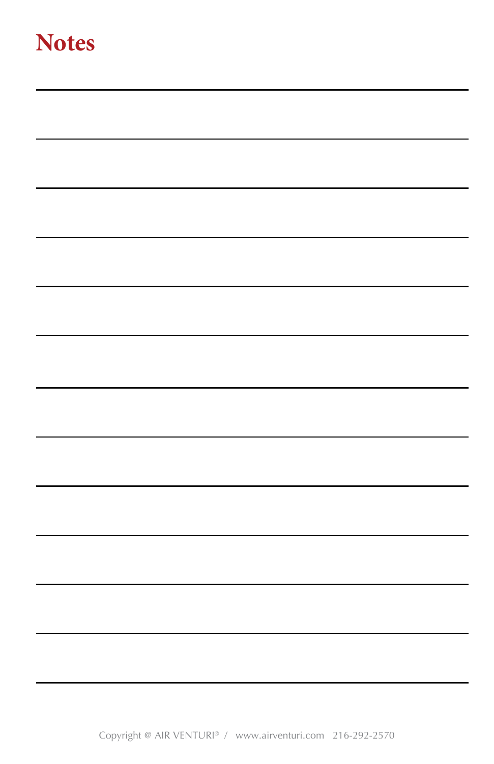# Notes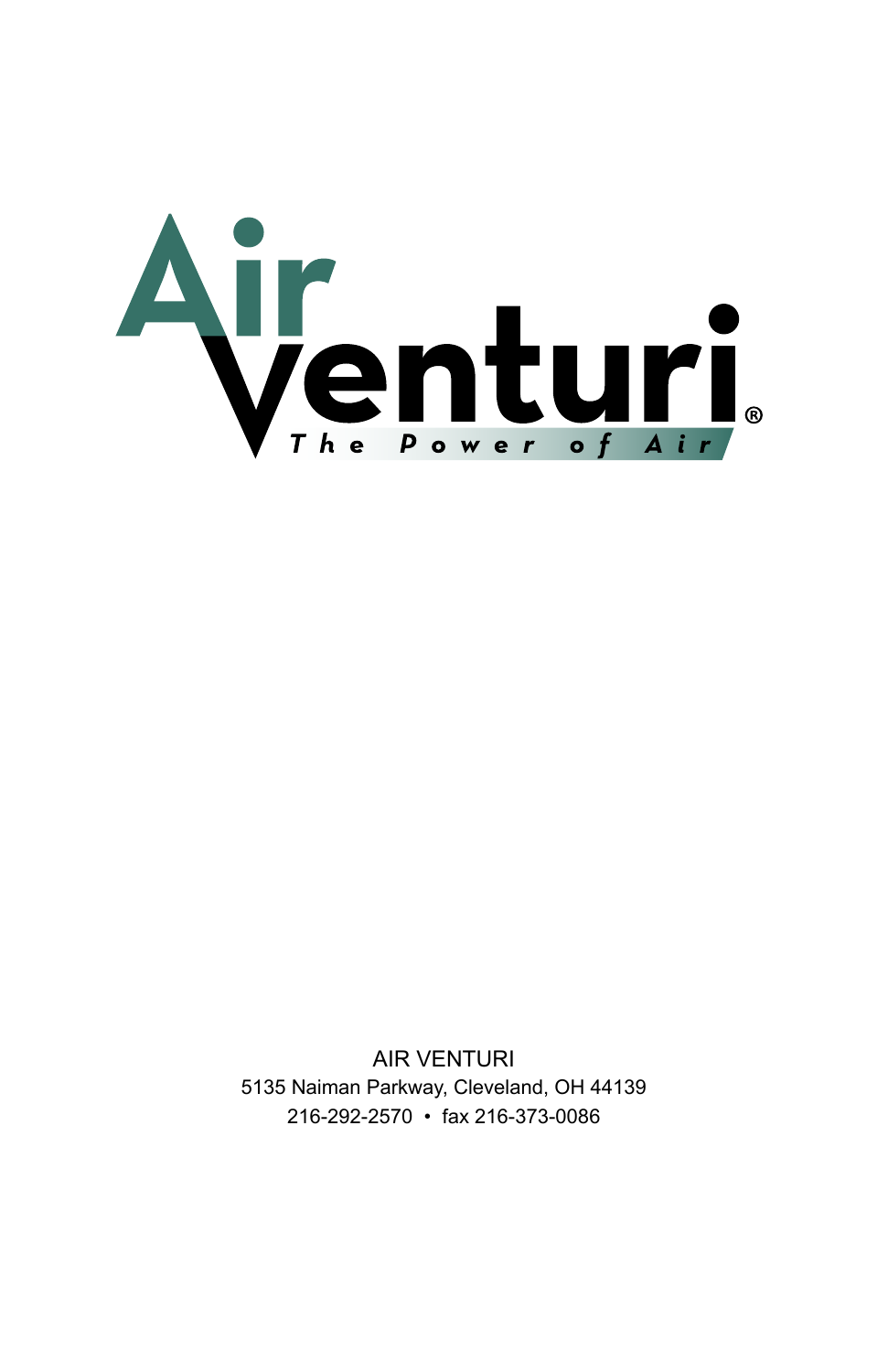Air Venturi®

The Power of Air

AIR VENTURI
5135 Naiman Parkway, Cleveland, OH 44139
216-292-2570 • fax 216-373-0086